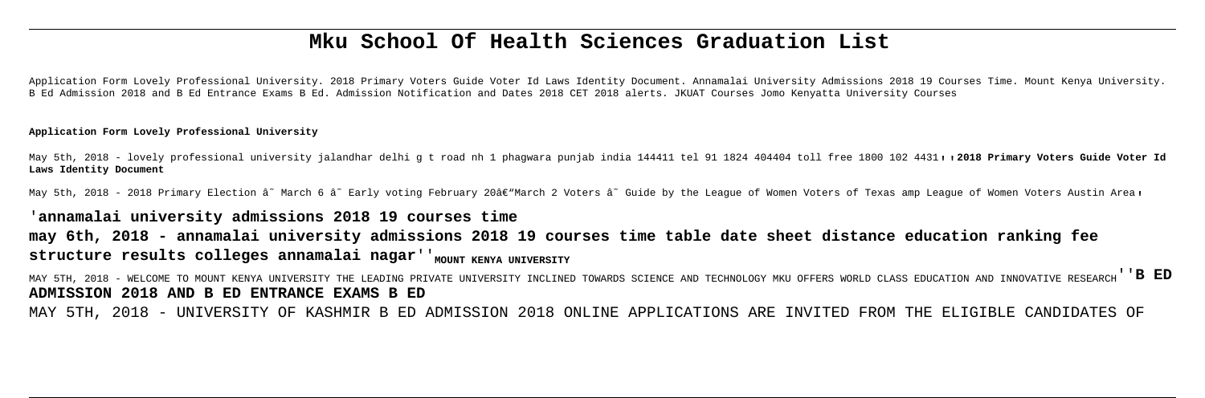# Mku School Of Health Sciences Graduation List

Application Form Lovely Professional University. 2018 Primary Voters Guide Voter Id Laws Identity Document. Annamalai University Admissions 2018 19 Courses Time. Mount Kenya University. B Ed Admission 2018 and B Ed Entrance Exams B Ed. Admission Notification and Dates 2018 CET 2018 alerts. JKUAT Courses Jomo Kenyatta University Courses

**Application Form Lovely Professional University**

May 5th, 2018 - lovely professional university jalandhar delhi g t road nh 1 phagwara punjab india 144411 tel 91 1824 404404 toll free 1800 102 4431''**2018 Primary Voters Guide Voter Id Laws Identity Document**

May 5th, 2018 - 2018 Primary Election â˜ March 6 â˜ Early voting February 20â€"March 2 Voters â˜ Guide by the League of Women Voters of Texas amp League of Women Voters Austin Area'

## 'annamalai university admissions 2018 19 courses time

**may 6th, 2018 - annamalai university admissions 2018 19 courses time table date sheet distance education ranking fee structure results colleges annamalai nagar**''MOUNT KENYA UNIVERSITY

MAY 5TH, 2018 - WELCOME TO MOUNT KENYA UNIVERSITY THE LEADING PRIVATE UNIVERSITY INCLINED TOWARDS SCIENCE AND TECHNOLOGY MKU OFFERS WORLD CLASS EDUCATION AND INNOVATIVE RESEARCH''**B ED ADMISSION 2018 AND B ED ENTRANCE EXAMS B ED**

MAY 5TH, 2018 - UNIVERSITY OF KASHMIR B ED ADMISSION 2018 ONLINE APPLICATIONS ARE INVITED FROM THE ELIGIBLE CANDIDATES OF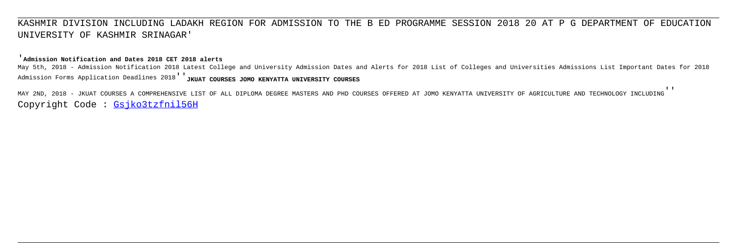KASHMIR DIVISION INCLUDING LADAKH REGION FOR ADMISSION TO THE B ED PROGRAMME SESSION 2018 20 AT P G DEPARTMENT OF EDUCATION UNIVERSITY OF KASHMIR SRINAGAR'

'**Admission Notification and Dates 2018 CET 2018 alerts**

May 5th, 2018 - Admission Notification 2018 Latest College and University Admission Dates and Alerts for 2018 List of Colleges and Universities Admissions List Important Dates for 2018 Admission Forms Application Deadlines 2018''**JKUAT COURSES JOMO KENYATTA UNIVERSITY COURSES**

MAY 2ND, 2018 - JKUAT COURSES A COMPREHENSIVE LIST OF ALL DIPLOMA DEGREE MASTERS AND PHD COURSES OFFERED AT JOMO KENYATTA UNIVERSITY OF AGRICULTURE AND TECHNOLOGY INCLUDING''

Copyright Code : Gsjko3tzfnil56H